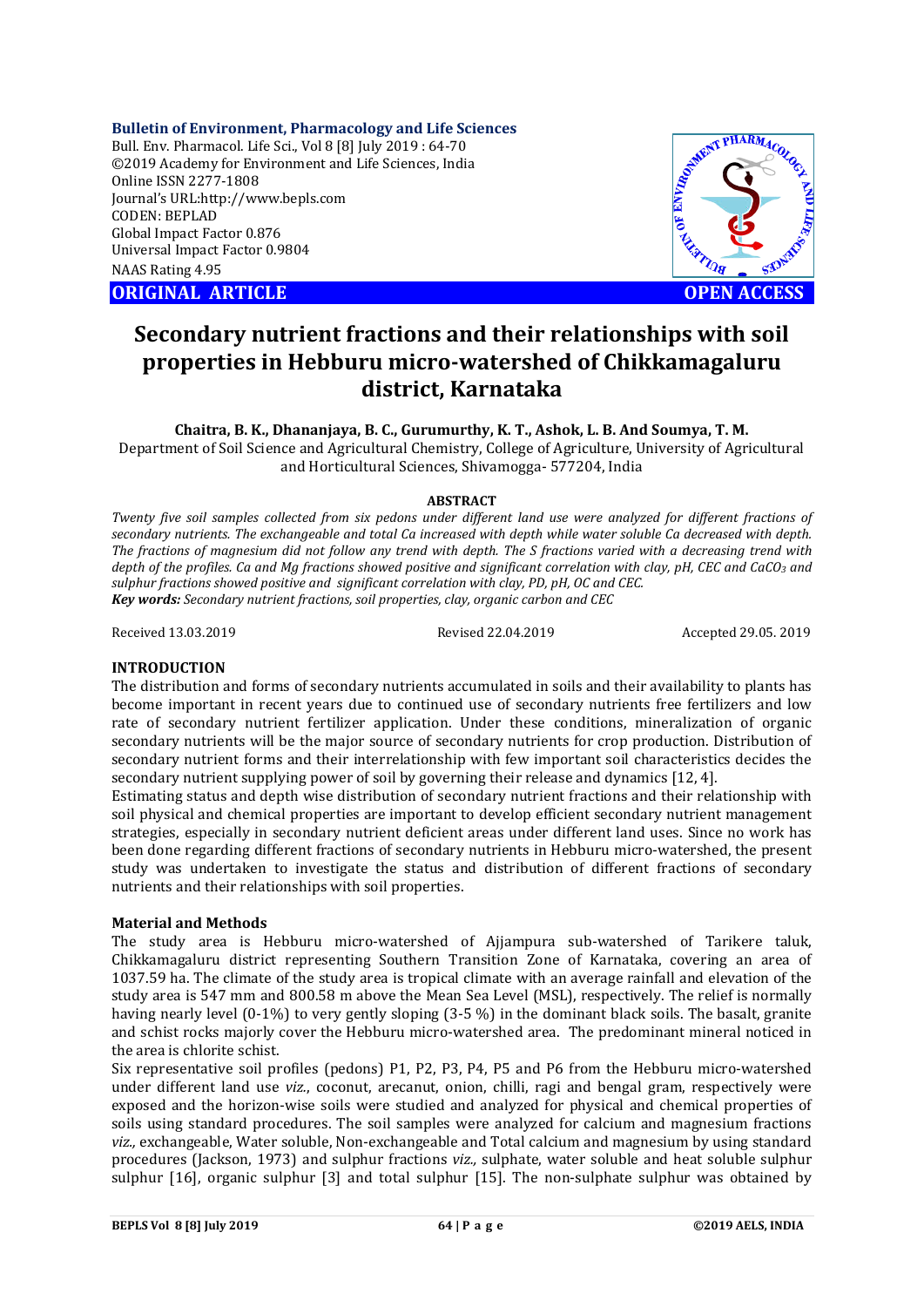**Bulletin of Environment, Pharmacology and Life Sciences**
Bull. Env. Pharmacol. Life Sci., Vol 8 [8] July 2019 : 64-70
©2019 Academy for Environment and Life Sciences, India
Online ISSN 2277-1808
Journal's URL:http://www.bepls.com
CODEN: BEPLAD
Global Impact Factor 0.876
Universal Impact Factor 0.9804
NAAS Rating 4.95

**ORIGINAL ARTICLE** **OPEN ACCESS**

# Secondary nutrient fractions and their relationships with soil properties in Hebburu micro-watershed of Chikkamagaluru district, Karnataka

**Chaitra, B. K., Dhananjaya, B. C., Gurumurthy, K. T., Ashok, L. B. And Soumya, T. M.**

Department of Soil Science and Agricultural Chemistry, College of Agriculture, University of Agricultural and Horticultural Sciences, Shivamogga- 577204, India

**ABSTRACT**

*Twenty five soil samples collected from six pedons under different land use were analyzed for different fractions of secondary nutrients. The exchangeable and total Ca increased with depth while water soluble Ca decreased with depth. The fractions of magnesium did not follow any trend with depth. The S fractions varied with a decreasing trend with depth of the profiles. Ca and Mg fractions showed positive and significant correlation with clay, pH, CEC and $CaCO_3$ and sulphur fractions showed positive and significant correlation with clay, PD, pH, OC and CEC.*

***Key words:*** *Secondary nutrient fractions, soil properties, clay, organic carbon and CEC*

Received 13.03.2019 Revised 22.04.2019 Accepted 29.05. 2019

## INTRODUCTION

The distribution and forms of secondary nutrients accumulated in soils and their availability to plants has become important in recent years due to continued use of secondary nutrients free fertilizers and low rate of secondary nutrient fertilizer application. Under these conditions, mineralization of organic secondary nutrients will be the major source of secondary nutrients for crop production. Distribution of secondary nutrient forms and their interrelationship with few important soil characteristics decides the secondary nutrient supplying power of soil by governing their release and dynamics [12, 4].

Estimating status and depth wise distribution of secondary nutrient fractions and their relationship with soil physical and chemical properties are important to develop efficient secondary nutrient management strategies, especially in secondary nutrient deficient areas under different land uses. Since no work has been done regarding different fractions of secondary nutrients in Hebburu micro-watershed, the present study was undertaken to investigate the status and distribution of different fractions of secondary nutrients and their relationships with soil properties.

## Material and Methods

The study area is Hebburu micro-watershed of Ajjampura sub-watershed of Tarikere taluk, Chikkamagaluru district representing Southern Transition Zone of Karnataka, covering an area of 1037.59 ha. The climate of the study area is tropical climate with an average rainfall and elevation of the study area is 547 mm and 800.58 m above the Mean Sea Level (MSL), respectively. The relief is normally having nearly level (0-1%) to very gently sloping (3-5 %) in the dominant black soils. The basalt, granite and schist rocks majorly cover the Hebburu micro-watershed area. The predominant mineral noticed in the area is chlorite schist.

Six representative soil profiles (pedons) P1, P2, P3, P4, P5 and P6 from the Hebburu micro-watershed under different land use *viz.*, coconut, arecanut, onion, chilli, ragi and bengal gram, respectively were exposed and the horizon-wise soils were studied and analyzed for physical and chemical properties of soils using standard procedures. The soil samples were analyzed for calcium and magnesium fractions *viz.*, exchangeable, Water soluble, Non-exchangeable and Total calcium and magnesium by using standard procedures (Jackson, 1973) and sulphur fractions *viz.,* sulphate, water soluble and heat soluble sulphur sulphur [16], organic sulphur [3] and total sulphur [15]. The non-sulphate sulphur was obtained by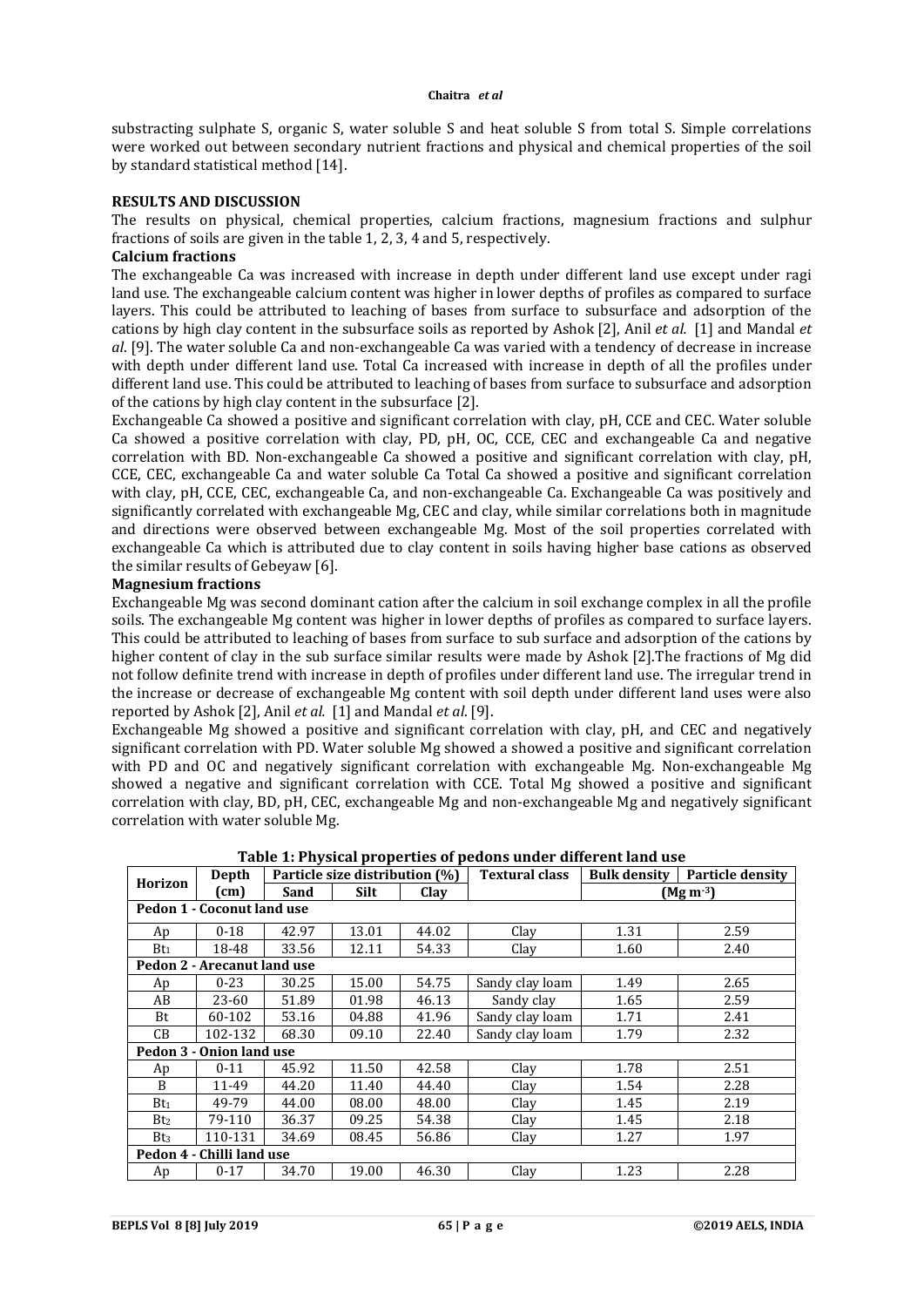substracting sulphate S, organic S, water soluble S and heat soluble S from total S. Simple correlations were worked out between secondary nutrient fractions and physical and chemical properties of the soil by standard statistical method [14].

## RESULTS AND DISCUSSION

The results on physical, chemical properties, calcium fractions, magnesium fractions and sulphur fractions of soils are given in the table 1, 2, 3, 4 and 5, respectively.

### Calcium fractions

The exchangeable Ca was increased with increase in depth under different land use except under ragi land use. The exchangeable calcium content was higher in lower depths of profiles as compared to surface layers. This could be attributed to leaching of bases from surface to subsurface and adsorption of the cations by high clay content in the subsurface soils as reported by Ashok [2], Anil *et al.* [1] and Mandal *et al.* [9]. The water soluble Ca and non-exchangeable Ca was varied with a tendency of decrease in increase with depth under different land use. Total Ca increased with increase in depth of all the profiles under different land use. This could be attributed to leaching of bases from surface to subsurface and adsorption of the cations by high clay content in the subsurface [2].

Exchangeable Ca showed a positive and significant correlation with clay, pH, CCE and CEC. Water soluble Ca showed a positive correlation with clay, PD, pH, OC, CCE, CEC and exchangeable Ca and negative correlation with BD. Non-exchangeable Ca showed a positive and significant correlation with clay, pH, CCE, CEC, exchangeable Ca and water soluble Ca Total Ca showed a positive and significant correlation with clay, pH, CCE, CEC, exchangeable Ca, and non-exchangeable Ca. Exchangeable Ca was positively and significantly correlated with exchangeable Mg, CEC and clay, while similar correlations both in magnitude and directions were observed between exchangeable Mg. Most of the soil properties correlated with exchangeable Ca which is attributed due to clay content in soils having higher base cations as observed the similar results of Gebeyaw [6].

### Magnesium fractions

Exchangeable Mg was second dominant cation after the calcium in soil exchange complex in all the profile soils. The exchangeable Mg content was higher in lower depths of profiles as compared to surface layers. This could be attributed to leaching of bases from surface to sub surface and adsorption of the cations by higher content of clay in the sub surface similar results were made by Ashok [2].The fractions of Mg did not follow definite trend with increase in depth of profiles under different land use. The irregular trend in the increase or decrease of exchangeable Mg content with soil depth under different land uses were also reported by Ashok [2], Anil *et al.* [1] and Mandal *et al.* [9].

Exchangeable Mg showed a positive and significant correlation with clay, pH, and CEC and negatively significant correlation with PD. Water soluble Mg showed a showed a positive and significant correlation with PD and OC and negatively significant correlation with exchangeable Mg. Non-exchangeable Mg showed a negative and significant correlation with CCE. Total Mg showed a positive and significant correlation with clay, BD, pH, CEC, exchangeable Mg and non-exchangeable Mg and negatively significant correlation with water soluble Mg.

**Table 1: Physical properties of pedons under different land use**

| Horizon | Depth (cm) | Particle size distribution (%) | | | Textural class | Bulk density | Particle density |
|---|---|---|---|---|---|---|---|
| | | Sand | Silt | Clay | | ($Mg\ m^{-3}$) | |
| **Pedon 1 - Coconut land use** | | | | | | | |
| Ap | 0-18 | 42.97 | 13.01 | 44.02 | Clay | 1.31 | 2.59 |
| $Bt_1$ | 18-48 | 33.56 | 12.11 | 54.33 | Clay | 1.60 | 2.40 |
| **Pedon 2 - Arecanut land use** | | | | | | | |
| Ap | 0-23 | 30.25 | 15.00 | 54.75 | Sandy clay loam | 1.49 | 2.65 |
| AB | 23-60 | 51.89 | 01.98 | 46.13 | Sandy clay | 1.65 | 2.59 |
| Bt | 60-102 | 53.16 | 04.88 | 41.96 | Sandy clay loam | 1.71 | 2.41 |
| CB | 102-132 | 68.30 | 09.10 | 22.40 | Sandy clay loam | 1.79 | 2.32 |
| **Pedon 3 - Onion land use** | | | | | | | |
| Ap | 0-11 | 45.92 | 11.50 | 42.58 | Clay | 1.78 | 2.51 |
| B | 11-49 | 44.20 | 11.40 | 44.40 | Clay | 1.54 | 2.28 |
| $Bt_1$ | 49-79 | 44.00 | 08.00 | 48.00 | Clay | 1.45 | 2.19 |
| $Bt_2$ | 79-110 | 36.37 | 09.25 | 54.38 | Clay | 1.45 | 2.18 |
| $Bt_3$ | 110-131 | 34.69 | 08.45 | 56.86 | Clay | 1.27 | 1.97 |
| **Pedon 4 - Chilli land use** | | | | | | | |
| Ap | 0-17 | 34.70 | 19.00 | 46.30 | Clay | 1.23 | 2.28 |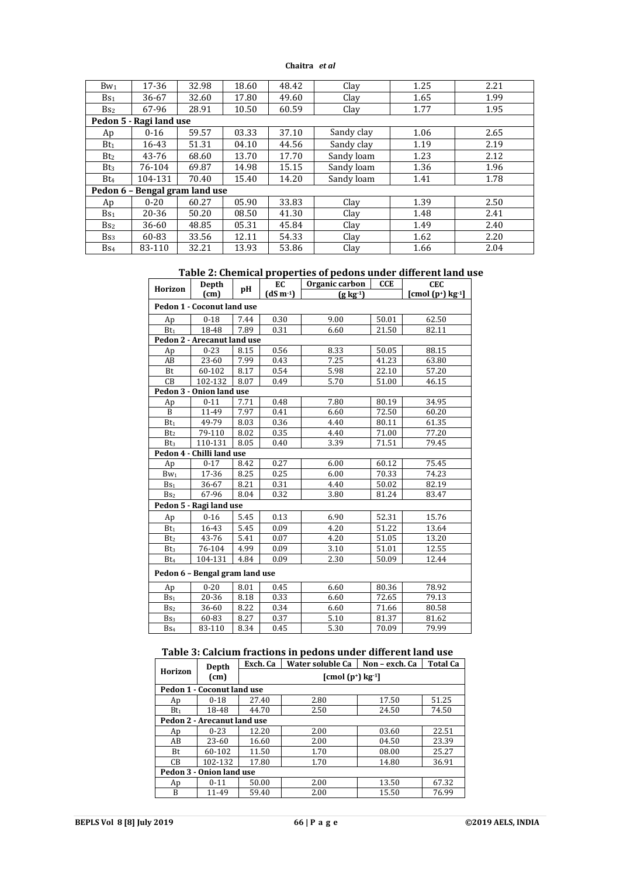| | | | | | | | |
|---|---|---|---|---|---|---|---|
| $Bw_1$ | 17-36 | 32.98 | 18.60 | 48.42 | Clay | 1.25 | 2.21 |
| $Bs_1$ | 36-67 | 32.60 | 17.80 | 49.60 | Clay | 1.65 | 1.99 |
| $Bs_2$ | 67-96 | 28.91 | 10.50 | 60.59 | Clay | 1.77 | 1.95 |
| **Pedon 5 - Ragi land use** | | | | | | | |
| Ap | 0-16 | 59.57 | 03.33 | 37.10 | Sandy clay | 1.06 | 2.65 |
| $Bt_1$ | 16-43 | 51.31 | 04.10 | 44.56 | Sandy clay | 1.19 | 2.19 |
| $Bt_2$ | 43-76 | 68.60 | 13.70 | 17.70 | Sandy loam | 1.23 | 2.12 |
| $Bt_3$ | 76-104 | 69.87 | 14.98 | 15.15 | Sandy loam | 1.36 | 1.96 |
| $Bt_4$ | 104-131 | 70.40 | 15.40 | 14.20 | Sandy loam | 1.41 | 1.78 |
| **Pedon 6 – Bengal gram land use** | | | | | | | |
| Ap | 0-20 | 60.27 | 05.90 | 33.83 | Clay | 1.39 | 2.50 |
| $Bs_1$ | 20-36 | 50.20 | 08.50 | 41.30 | Clay | 1.48 | 2.41 |
| $Bs_2$ | 36-60 | 48.85 | 05.31 | 45.84 | Clay | 1.49 | 2.40 |
| $Bs_3$ | 60-83 | 33.56 | 12.11 | 54.33 | Clay | 1.62 | 2.20 |
| $Bs_4$ | 83-110 | 32.21 | 13.93 | 53.86 | Clay | 1.66 | 2.04 |

**Table 2: Chemical properties of pedons under different land use**

| Horizon | Depth (cm) | pH | EC ($dS\ m^{-1}$) | Organic carbon | CCE | CEC [cmol ($p^+$) $kg^{-1}$] |
|---|---|---|---|---|---|---|
| | | | | ($g\ kg^{-1}$) | | |
| **Pedon 1 - Coconut land use** | | | | | | |
| Ap | 0-18 | 7.44 | 0.30 | 9.00 | 50.01 | 62.50 |
| $Bt_1$ | 18-48 | 7.89 | 0.31 | 6.60 | 21.50 | 82.11 |
| **Pedon 2 - Arecanut land use** | | | | | | |
| Ap | 0-23 | 8.15 | 0.56 | 8.33 | 50.05 | 88.15 |
| AB | 23-60 | 7.99 | 0.43 | 7.25 | 41.23 | 63.80 |
| Bt | 60-102 | 8.17 | 0.54 | 5.98 | 22.10 | 57.20 |
| CB | 102-132 | 8.07 | 0.49 | 5.70 | 51.00 | 46.15 |
| **Pedon 3 - Onion land use** | | | | | | |
| Ap | 0-11 | 7.71 | 0.48 | 7.80 | 80.19 | 34.95 |
| B | 11-49 | 7.97 | 0.41 | 6.60 | 72.50 | 60.20 |
| $Bt_1$ | 49-79 | 8.03 | 0.36 | 4.40 | 80.11 | 61.35 |
| $Bt_2$ | 79-110 | 8.02 | 0.35 | 4.40 | 71.00 | 77.20 |
| $Bt_3$ | 110-131 | 8.05 | 0.40 | 3.39 | 71.51 | 79.45 |
| **Pedon 4 - Chilli land use** | | | | | | |
| Ap | 0-17 | 8.42 | 0.27 | 6.00 | 60.12 | 75.45 |
| $Bw_1$ | 17-36 | 8.25 | 0.25 | 6.00 | 70.33 | 74.23 |
| $Bs_1$ | 36-67 | 8.21 | 0.31 | 4.40 | 50.02 | 82.19 |
| $Bs_2$ | 67-96 | 8.04 | 0.32 | 3.80 | 81.24 | 83.47 |
| **Pedon 5 - Ragi land use** | | | | | | |
| Ap | 0-16 | 5.45 | 0.13 | 6.90 | 52.31 | 15.76 |
| $Bt_1$ | 16-43 | 5.45 | 0.09 | 4.20 | 51.22 | 13.64 |
| $Bt_2$ | 43-76 | 5.41 | 0.07 | 4.20 | 51.05 | 13.20 |
| $Bt_3$ | 76-104 | 4.99 | 0.09 | 3.10 | 51.01 | 12.55 |
| $Bt_4$ | 104-131 | 4.84 | 0.09 | 2.30 | 50.09 | 12.44 |
| **Pedon 6 – Bengal gram land use** | | | | | | |
| Ap | 0-20 | 8.01 | 0.45 | 6.60 | 80.36 | 78.92 |
| $Bs_1$ | 20-36 | 8.18 | 0.33 | 6.60 | 72.65 | 79.13 |
| $Bs_2$ | 36-60 | 8.22 | 0.34 | 6.60 | 71.66 | 80.58 |
| $Bs_3$ | 60-83 | 8.27 | 0.37 | 5.10 | 81.37 | 81.62 |
| $Bs_4$ | 83-110 | 8.34 | 0.45 | 5.30 | 70.09 | 79.99 |

**Table 3: Calcium fractions in pedons under different land use**

| Horizon | Depth (cm) | Exch. Ca | Water soluble Ca | Non – exch. Ca | Total Ca |
|---|---|---|---|---|---|
| | | [cmol ($p^+$) $kg^{-1}$] | | | |
| **Pedon 1 - Coconut land use** | | | | | |
| Ap | 0-18 | 27.40 | 2.80 | 17.50 | 51.25 |
| $Bt_1$ | 18-48 | 44.70 | 2.50 | 24.50 | 74.50 |
| **Pedon 2 - Arecanut land use** | | | | | |
| Ap | 0-23 | 12.20 | 2.00 | 03.60 | 22.51 |
| AB | 23-60 | 16.60 | 2.00 | 04.50 | 23.39 |
| Bt | 60-102 | 11.50 | 1.70 | 08.00 | 25.27 |
| CB | 102-132 | 17.80 | 1.70 | 14.80 | 36.91 |
| **Pedon 3 - Onion land use** | | | | | |
| Ap | 0-11 | 50.00 | 2.00 | 13.50 | 67.32 |
| B | 11-49 | 59.40 | 2.00 | 15.50 | 76.99 |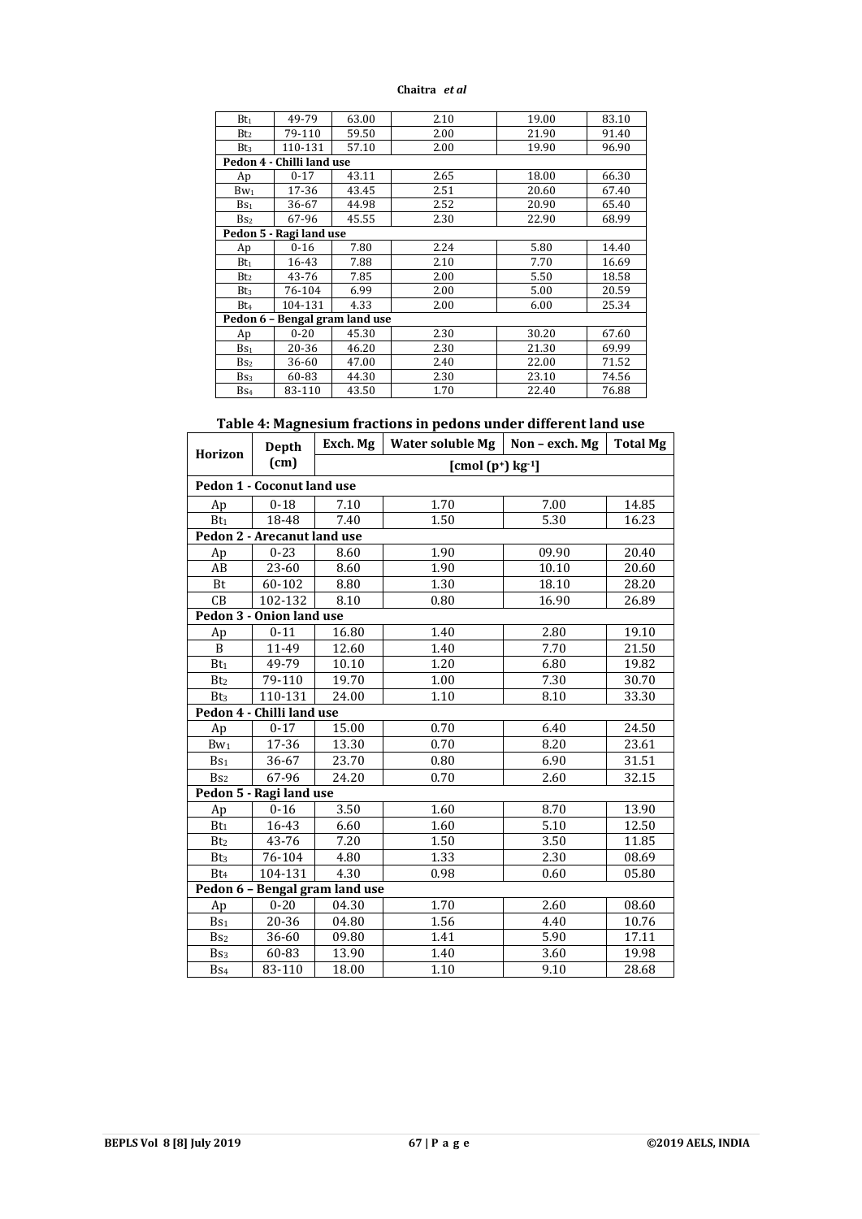| | | | | | |
|---|---|---|---|---|---|
| $Bt_1$ | 49-79 | 63.00 | 2.10 | 19.00 | 83.10 |
| $Bt_2$ | 79-110 | 59.50 | 2.00 | 21.90 | 91.40 |
| $Bt_3$ | 110-131 | 57.10 | 2.00 | 19.90 | 96.90 |
| **Pedon 4 - Chilli land use** | | | | | |
| Ap | 0-17 | 43.11 | 2.65 | 18.00 | 66.30 |
| $Bw_1$ | 17-36 | 43.45 | 2.51 | 20.60 | 67.40 |
| $Bs_1$ | 36-67 | 44.98 | 2.52 | 20.90 | 65.40 |
| $Bs_2$ | 67-96 | 45.55 | 2.30 | 22.90 | 68.99 |
| **Pedon 5 - Ragi land use** | | | | | |
| Ap | 0-16 | 7.80 | 2.24 | 5.80 | 14.40 |
| $Bt_1$ | 16-43 | 7.88 | 2.10 | 7.70 | 16.69 |
| $Bt_2$ | 43-76 | 7.85 | 2.00 | 5.50 | 18.58 |
| $Bt_3$ | 76-104 | 6.99 | 2.00 | 5.00 | 20.59 |
| $Bt_4$ | 104-131 | 4.33 | 2.00 | 6.00 | 25.34 |
| **Pedon 6 – Bengal gram land use** | | | | | |
| Ap | 0-20 | 45.30 | 2.30 | 30.20 | 67.60 |
| $Bs_1$ | 20-36 | 46.20 | 2.30 | 21.30 | 69.99 |
| $Bs_2$ | 36-60 | 47.00 | 2.40 | 22.00 | 71.52 |
| $Bs_3$ | 60-83 | 44.30 | 2.30 | 23.10 | 74.56 |
| $Bs_4$ | 83-110 | 43.50 | 1.70 | 22.40 | 76.88 |

**Table 4: Magnesium fractions in pedons under different land use**

| Horizon | Depth (cm) | Exch. Mg | Water soluble Mg | Non – exch. Mg | Total Mg |
|---|---|---|---|---|---|
| | | [cmol ($p^+$) $kg^{-1}$] | | | |
| **Pedon 1 - Coconut land use** | | | | | |
| Ap | 0-18 | 7.10 | 1.70 | 7.00 | 14.85 |
| $Bt_1$ | 18-48 | 7.40 | 1.50 | 5.30 | 16.23 |
| **Pedon 2 - Arecanut land use** | | | | | |
| Ap | 0-23 | 8.60 | 1.90 | 09.90 | 20.40 |
| AB | 23-60 | 8.60 | 1.90 | 10.10 | 20.60 |
| Bt | 60-102 | 8.80 | 1.30 | 18.10 | 28.20 |
| CB | 102-132 | 8.10 | 0.80 | 16.90 | 26.89 |
| **Pedon 3 - Onion land use** | | | | | |
| Ap | 0-11 | 16.80 | 1.40 | 2.80 | 19.10 |
| B | 11-49 | 12.60 | 1.40 | 7.70 | 21.50 |
| $Bt_1$ | 49-79 | 10.10 | 1.20 | 6.80 | 19.82 |
| $Bt_2$ | 79-110 | 19.70 | 1.00 | 7.30 | 30.70 |
| $Bt_3$ | 110-131 | 24.00 | 1.10 | 8.10 | 33.30 |
| **Pedon 4 - Chilli land use** | | | | | |
| Ap | 0-17 | 15.00 | 0.70 | 6.40 | 24.50 |
| $Bw_1$ | 17-36 | 13.30 | 0.70 | 8.20 | 23.61 |
| $Bs_1$ | 36-67 | 23.70 | 0.80 | 6.90 | 31.51 |
| $Bs_2$ | 67-96 | 24.20 | 0.70 | 2.60 | 32.15 |
| **Pedon 5 - Ragi land use** | | | | | |
| Ap | 0-16 | 3.50 | 1.60 | 8.70 | 13.90 |
| $Bt_1$ | 16-43 | 6.60 | 1.60 | 5.10 | 12.50 |
| $Bt_2$ | 43-76 | 7.20 | 1.50 | 3.50 | 11.85 |
| $Bt_3$ | 76-104 | 4.80 | 1.33 | 2.30 | 08.69 |
| $Bt_4$ | 104-131 | 4.30 | 0.98 | 0.60 | 05.80 |
| **Pedon 6 – Bengal gram land use** | | | | | |
| Ap | 0-20 | 04.30 | 1.70 | 2.60 | 08.60 |
| $Bs_1$ | 20-36 | 04.80 | 1.56 | 4.40 | 10.76 |
| $Bs_2$ | 36-60 | 09.80 | 1.41 | 5.90 | 17.11 |
| $Bs_3$ | 60-83 | 13.90 | 1.40 | 3.60 | 19.98 |
| $Bs_4$ | 83-110 | 18.00 | 1.10 | 9.10 | 28.68 |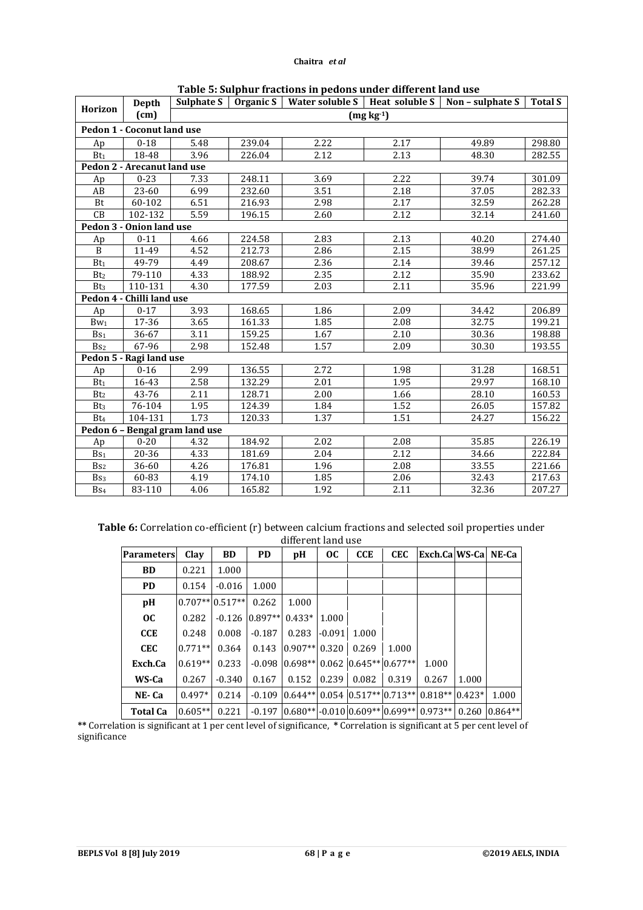**Table 5: Sulphur fractions in pedons under different land use**

| Horizon | Depth (cm) | Sulphate S | Organic S | Water soluble S | Heat soluble S | Non – sulphate S | Total S |
|---|---|---|---|---|---|---|---|
| | | (mg kg$^{-1}$) | | | | | |
| **Pedon 1 - Coconut land use** | | | | | | | |
| Ap | 0-18 | 5.48 | 239.04 | 2.22 | 2.17 | 49.89 | 298.80 |
| $Bt_1$ | 18-48 | 3.96 | 226.04 | 2.12 | 2.13 | 48.30 | 282.55 |
| **Pedon 2 - Arecanut land use** | | | | | | | |
| Ap | 0-23 | 7.33 | 248.11 | 3.69 | 2.22 | 39.74 | 301.09 |
| AB | 23-60 | 6.99 | 232.60 | 3.51 | 2.18 | 37.05 | 282.33 |
| Bt | 60-102 | 6.51 | 216.93 | 2.98 | 2.17 | 32.59 | 262.28 |
| CB | 102-132 | 5.59 | 196.15 | 2.60 | 2.12 | 32.14 | 241.60 |
| **Pedon 3 - Onion land use** | | | | | | | |
| Ap | 0-11 | 4.66 | 224.58 | 2.83 | 2.13 | 40.20 | 274.40 |
| B | 11-49 | 4.52 | 212.73 | 2.86 | 2.15 | 38.99 | 261.25 |
| $Bt_1$ | 49-79 | 4.49 | 208.67 | 2.36 | 2.14 | 39.46 | 257.12 |
| $Bt_2$ | 79-110 | 4.33 | 188.92 | 2.35 | 2.12 | 35.90 | 233.62 |
| $Bt_3$ | 110-131 | 4.30 | 177.59 | 2.03 | 2.11 | 35.96 | 221.99 |
| **Pedon 4 - Chilli land use** | | | | | | | |
| Ap | 0-17 | 3.93 | 168.65 | 1.86 | 2.09 | 34.42 | 206.89 |
| $Bw_1$ | 17-36 | 3.65 | 161.33 | 1.85 | 2.08 | 32.75 | 199.21 |
| $Bs_1$ | 36-67 | 3.11 | 159.25 | 1.67 | 2.10 | 30.36 | 198.88 |
| $Bs_2$ | 67-96 | 2.98 | 152.48 | 1.57 | 2.09 | 30.30 | 193.55 |
| **Pedon 5 - Ragi land use** | | | | | | | |
| Ap | 0-16 | 2.99 | 136.55 | 2.72 | 1.98 | 31.28 | 168.51 |
| $Bt_1$ | 16-43 | 2.58 | 132.29 | 2.01 | 1.95 | 29.97 | 168.10 |
| $Bt_2$ | 43-76 | 2.11 | 128.71 | 2.00 | 1.66 | 28.10 | 160.53 |
| $Bt_3$ | 76-104 | 1.95 | 124.39 | 1.84 | 1.52 | 26.05 | 157.82 |
| $Bt_4$ | 104-131 | 1.73 | 120.33 | 1.37 | 1.51 | 24.27 | 156.22 |
| **Pedon 6 – Bengal gram land use** | | | | | | | |
| Ap | 0-20 | 4.32 | 184.92 | 2.02 | 2.08 | 35.85 | 226.19 |
| $Bs_1$ | 20-36 | 4.33 | 181.69 | 2.04 | 2.12 | 34.66 | 222.84 |
| $Bs_2$ | 36-60 | 4.26 | 176.81 | 1.96 | 2.08 | 33.55 | 221.66 |
| $Bs_3$ | 60-83 | 4.19 | 174.10 | 1.85 | 2.06 | 32.43 | 217.63 |
| $Bs_4$ | 83-110 | 4.06 | 165.82 | 1.92 | 2.11 | 32.36 | 207.27 |

**Table 6:** Correlation co-efficient (r) between calcium fractions and selected soil properties under different land use

| Parameters | Clay | BD | PD | pH | OC | CCE | CEC | Exch.Ca | WS-Ca | NE-Ca |
|---|---|---|---|---|---|---|---|---|---|---|
| **BD** | 0.221 | 1.000 | | | | | | | | |
| **PD** | 0.154 | -0.016 | 1.000 | | | | | | | |
| **pH** | 0.707** | 0.517** | 0.262 | 1.000 | | | | | | |
| **OC** | 0.282 | -0.126 | 0.897** | 0.433* | 1.000 | | | | | |
| **CCE** | 0.248 | 0.008 | -0.187 | 0.283 | -0.091 | 1.000 | | | | |
| **CEC** | 0.771** | 0.364 | 0.143 | 0.907** | 0.320 | 0.269 | 1.000 | | | |
| **Exch.Ca** | 0.619** | 0.233 | -0.098 | 0.698** | 0.062 | 0.645** | 0.677** | 1.000 | | |
| **WS-Ca** | 0.267 | -0.340 | 0.167 | 0.152 | 0.239 | 0.082 | 0.319 | 0.267 | 1.000 | |
| **NE- Ca** | 0.497* | 0.214 | -0.109 | 0.644** | 0.054 | 0.517** | 0.713** | 0.818** | 0.423* | 1.000 |
| **Total Ca** | 0.605** | 0.221 | -0.197 | 0.680** | -0.010 | 0.609** | 0.699** | 0.973** | 0.260 | 0.864** |

**\*\*** Correlation is significant at 1 per cent level of significance, **\*** Correlation is significant at 5 per cent level of significance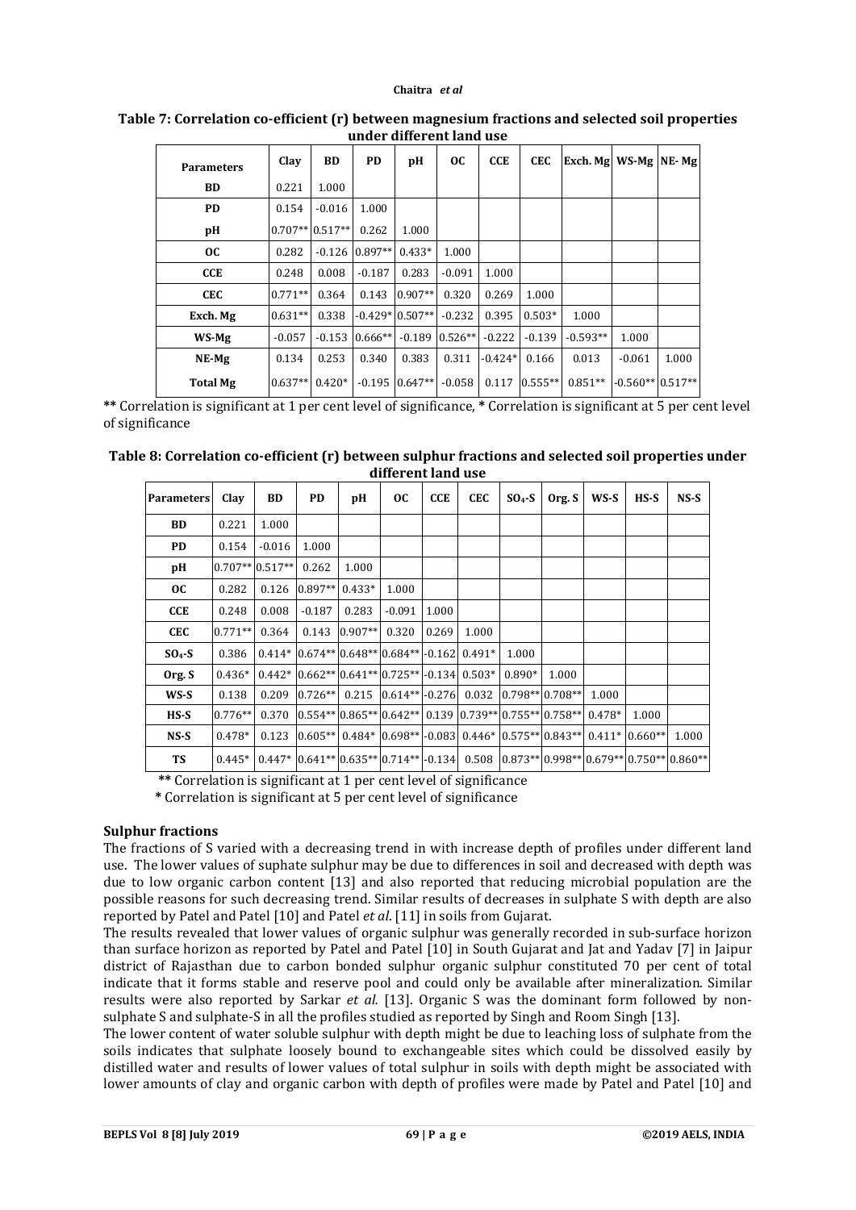**Table 7: Correlation co-efficient (r) between magnesium fractions and selected soil properties under different land use**

| Parameters | Clay | BD | PD | pH | OC | CCE | CEC | Exch. Mg | WS-Mg | NE- Mg |
|---|---|---|---|---|---|---|---|---|---|---|
| BD | 0.221 | 1.000 | | | | | | | | |
| PD | 0.154 | -0.016 | 1.000 | | | | | | | |
| pH | 0.707** | 0.517** | 0.262 | 1.000 | | | | | | |
| OC | 0.282 | -0.126 | 0.897** | 0.433* | 1.000 | | | | | |
| CCE | 0.248 | 0.008 | -0.187 | 0.283 | -0.091 | 1.000 | | | | |
| CEC | 0.771** | 0.364 | 0.143 | 0.907** | 0.320 | 0.269 | 1.000 | | | |
| Exch. Mg | 0.631** | 0.338 | -0.429* | 0.507** | -0.232 | 0.395 | 0.503* | 1.000 | | |
| WS-Mg | -0.057 | -0.153 | 0.666** | -0.189 | 0.526** | -0.222 | -0.139 | -0.593** | 1.000 | |
| NE-Mg | 0.134 | 0.253 | 0.340 | 0.383 | 0.311 | -0.424* | 0.166 | 0.013 | -0.061 | 1.000 |
| Total Mg | 0.637** | 0.420* | -0.195 | 0.647** | -0.058 | 0.117 | 0.555** | 0.851** | -0.560** | 0.517** |

**\*\*** Correlation is significant at 1 per cent level of significance, **\*** Correlation is significant at 5 per cent level of significance

**Table 8: Correlation co-efficient (r) between sulphur fractions and selected soil properties under different land use**

| Parameters | Clay | BD | PD | pH | OC | CCE | CEC | $SO_4$-S | Org. S | WS-S | HS-S | NS-S |
|---|---|---|---|---|---|---|---|---|---|---|---|---|
| BD | 0.221 | 1.000 | | | | | | | | | | |
| PD | 0.154 | -0.016 | 1.000 | | | | | | | | | |
| pH | 0.707** | 0.517** | 0.262 | 1.000 | | | | | | | | |
| OC | 0.282 | 0.126 | 0.897** | 0.433* | 1.000 | | | | | | | |
| CCE | 0.248 | 0.008 | -0.187 | 0.283 | -0.091 | 1.000 | | | | | | |
| CEC | 0.771** | 0.364 | 0.143 | 0.907** | 0.320 | 0.269 | 1.000 | | | | | |
| $SO_4$-S | 0.386 | 0.414* | 0.674** | 0.648** | 0.684** | -0.162 | 0.491* | 1.000 | | | | |
| Org. S | 0.436* | 0.442* | 0.662** | 0.641** | 0.725** | -0.134 | 0.503* | 0.890* | 1.000 | | | |
| WS-S | 0.138 | 0.209 | 0.726** | 0.215 | 0.614** | -0.276 | 0.032 | 0.798** | 0.708** | 1.000 | | |
| HS-S | 0.776** | 0.370 | 0.554** | 0.865** | 0.642** | 0.139 | 0.739** | 0.755** | 0.758** | 0.478* | 1.000 | |
| NS-S | 0.478* | 0.123 | 0.605** | 0.484* | 0.698** | -0.083 | 0.446* | 0.575** | 0.843** | 0.411* | 0.660** | 1.000 |
| TS | 0.445* | 0.447* | 0.641** | 0.635** | 0.714** | -0.134 | 0.508 | 0.873** | 0.998** | 0.679** | 0.750** | 0.860** |

**\*\*** Correlation is significant at 1 per cent level of significance

**\*** Correlation is significant at 5 per cent level of significance

**Sulphur fractions**

The fractions of S varied with a decreasing trend in with increase depth of profiles under different land use. The lower values of suphate sulphur may be due to differences in soil and decreased with depth was due to low organic carbon content [13] and also reported that reducing microbial population are the possible reasons for such decreasing trend. Similar results of decreases in sulphate S with depth are also reported by Patel and Patel [10] and Patel *et al*. [11] in soils from Gujarat.

The results revealed that lower values of organic sulphur was generally recorded in sub-surface horizon than surface horizon as reported by Patel and Patel [10] in South Gujarat and Jat and Yadav [7] in Jaipur district of Rajasthan due to carbon bonded sulphur organic sulphur constituted 70 per cent of total indicate that it forms stable and reserve pool and could only be available after mineralization. Similar results were also reported by Sarkar *et al*. [13]. Organic S was the dominant form followed by non-sulphate S and sulphate-S in all the profiles studied as reported by Singh and Room Singh [13].

The lower content of water soluble sulphur with depth might be due to leaching loss of sulphate from the soils indicates that sulphate loosely bound to exchangeable sites which could be dissolved easily by distilled water and results of lower values of total sulphur in soils with depth might be associated with lower amounts of clay and organic carbon with depth of profiles were made by Patel and Patel [10] and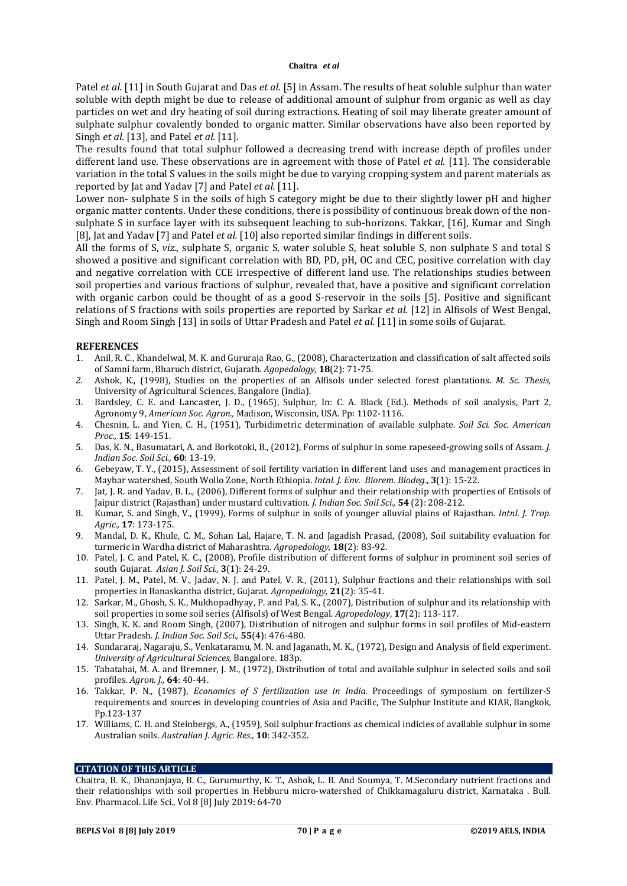Patel *et al.* [11] in South Gujarat and Das *et al.* [5] in Assam. The results of heat soluble sulphur than water soluble with depth might be due to release of additional amount of sulphur from organic as well as clay particles on wet and dry heating of soil during extractions. Heating of soil may liberate greater amount of sulphate sulphur covalently bonded to organic matter. Similar observations have also been reported by Singh *et al.* [13], and Patel *et al.* [11].

The results found that total sulphur followed a decreasing trend with increase depth of profiles under different land use. These observations are in agreement with those of Patel *et al.* [11]. The considerable variation in the total S values in the soils might be due to varying cropping system and parent materials as reported by Jat and Yadav [7] and Patel *et al.* [11].

Lower non- sulphate S in the soils of high S category might be due to their slightly lower pH and higher organic matter contents. Under these conditions, there is possibility of continuous break down of the non-sulphate S in surface layer with its subsequent leaching to sub-horizons. Takkar, [16], Kumar and Singh [8], Jat and Yadav [7] and Patel *et al.* [10] also reported similar findings in different soils.

All the forms of S, *viz.,* sulphate S, organic S, water soluble S, heat soluble S, non sulphate S and total S showed a positive and significant correlation with BD, PD, pH, OC and CEC, positive correlation with clay and negative correlation with CCE irrespective of different land use. The relationships studies between soil properties and various fractions of sulphur, revealed that, have a positive and significant correlation with organic carbon could be thought of as a good S-reservoir in the soils [5]. Positive and significant relations of S fractions with soils properties are reported by Sarkar *et al.* [12] in Alfisols of West Bengal, Singh and Room Singh [13] in soils of Uttar Pradesh and Patel *et al.* [11] in some soils of Gujarat.

## REFERENCES

1. Anil, R. C., Khandelwal, M. K. and Gururaja Rao, G., (2008), Characterization and classification of salt affected soils of Samni farm, Bharuch district, Gujarath. *Agopedology,* **18**(2): 71-75.
2. Ashok, K., (1998), Studies on the properties of an Alfisols under selected forest plantations. *M. Sc. Thesis,* University of Agricultural Sciences, Bangalore (India).
3. Bardsley, C. E. and Lancaster, J. D., (1965), Sulphur, In: C. A. Black (Ed.). Methods of soil analysis, Part 2, Agronomy 9, *American Soc. Agron.,* Madison, Wisconsin, USA. Pp: 1102-1116.
4. Chesnin, L. and Yien, C. H., (1951), Turbidimetric determination of available sulphate. *Soil Sci. Soc. American Proc.,* **15**: 149-151.
5. Das, K. N., Basumatari, A. and Borkotoki, B., (2012), Forms of sulphur in some rapeseed-growing soils of Assam. *J. Indian Soc. Soil Sci.,* **60**: 13-19.
6. Gebeyaw, T. Y., (2015), Assessment of soil fertility variation in different land uses and management practices in Maybar watershed, South Wollo Zone, North Ethiopia. *Intnl. J. Env. Biorem. Biodeg*., **3**(1): 15-22.
7. Jat, J. R. and Yadav, B. L., (2006), Different forms of sulphur and their relationship with properties of Entisols of Jaipur district (Rajasthan) under mustard cultivation. *J. Indian Soc. Soil Sci.,* **54** (2): 208-212.
8. Kumar, S. and Singh, V., (1999), Forms of sulphur in soils of younger alluvial plains of Rajasthan. *Intnl. J. Trop. Agric.,* **17**: 173-175.
9. Mandal, D. K., Khule, C. M., Sohan Lal, Hajare, T. N. and Jagadish Prasad, (2008), Soil suitability evaluation for turmeric in Wardha district of Maharashtra. *Agropedology,* **18**(2): 83-92.
10. Patel, J. C. and Patel, K. C., (2008), Profile distribution of different forms of sulphur in prominent soil series of south Gujarat. *Asian J. Soil Sci.,* **3**(1): 24-29.
11. Patel, J. M., Patel, M. V., Jadav, N. J. and Patel, V. R., (2011), Sulphur fractions and their relationships with soil properties in Banaskantha district, Gujarat. *Agropedology,* **21**(2): 35-41.
12. Sarkar, M., Ghosh, S. K., Mukhopadhyay, P. and Pal, S. K., (2007), Distribution of sulphur and its relationship with soil properties in some soil series (Alfisols) of West Bengal. *Agropedology*, **17**(2): 113-117.
13. Singh, K. K. and Room Singh, (2007), Distribution of nitrogen and sulphur forms in soil profiles of Mid-eastern Uttar Pradesh. *J. Indian Soc. Soil Sci.,* **55**(4): 476-480.
14. Sundararaj, Nagaraju, S., Venkataramu, M. N. and Jaganath, M. K., (1972), Design and Analysis of field experiment. *University of Agricultural Sciences,* Bangalore. 183p.
15. Tabatabai, M. A. and Bremner, J. M., (1972), Distribution of total and available sulphur in selected soils and soil profiles. *Agron. J.,* **64**: 40-44.
16. Takkar, P. N., (1987), *Economics of S fertilization use in India.* Proceedings of symposium on fertilizer-S requirements and sources in developing countries of Asia and Pacific, The Sulphur Institute and KIAR, Bangkok, Pp.123-137
17. Williams, C. H. and Steinbergs, A., (1959), Soil sulphur fractions as chemical indicies of available sulphur in some Australian soils. *Australian J. Agric. Res.,* **10**: 342-352.

**CITATION OF THIS ARTICLE**

Chaitra, B. K., Dhananjaya, B. C., Gurumurthy, K. T., Ashok, L. B. And Soumya, T. M.Secondary nutrient fractions and their relationships with soil properties in Hebburu micro-watershed of Chikkamagaluru district, Karnataka . Bull. Env. Pharmacol. Life Sci., Vol 8 [8] July 2019: 64-70